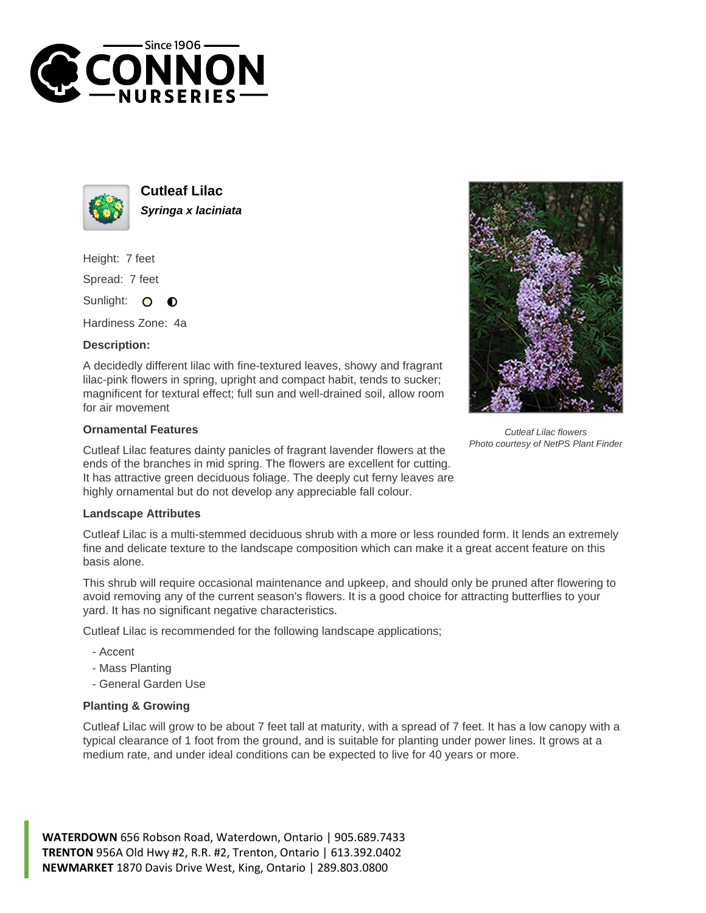# Cutleaf Lilac

***Syringa x laciniata***

Height: 7 feet

Spread: 7 feet

Sunlight: ○ ◐

Hardiness Zone: 4a

**Description:**

A decidedly different lilac with fine-textured leaves, showy and fragrant lilac-pink flowers in spring, upright and compact habit, tends to sucker; magnificent for textural effect; full sun and well-drained soil, allow room for air movement

*Cutleaf Lilac flowers*
*Photo courtesy of NetPS Plant Finder*

### Ornamental Features

Cutleaf Lilac features dainty panicles of fragrant lavender flowers at the ends of the branches in mid spring. The flowers are excellent for cutting. It has attractive green deciduous foliage. The deeply cut ferny leaves are highly ornamental but do not develop any appreciable fall colour.

### Landscape Attributes

Cutleaf Lilac is a multi-stemmed deciduous shrub with a more or less rounded form. It lends an extremely fine and delicate texture to the landscape composition which can make it a great accent feature on this basis alone.

This shrub will require occasional maintenance and upkeep, and should only be pruned after flowering to avoid removing any of the current season's flowers. It is a good choice for attracting butterflies to your yard. It has no significant negative characteristics.

Cutleaf Lilac is recommended for the following landscape applications;

- Accent
- Mass Planting
- General Garden Use

### Planting & Growing

Cutleaf Lilac will grow to be about 7 feet tall at maturity, with a spread of 7 feet. It has a low canopy with a typical clearance of 1 foot from the ground, and is suitable for planting under power lines. It grows at a medium rate, and under ideal conditions can be expected to live for 40 years or more.

**WATERDOWN** 656 Robson Road, Waterdown, Ontario | 905.689.7433
**TRENTON** 956A Old Hwy #2, R.R. #2, Trenton, Ontario | 613.392.0402
**NEWMARKET** 1870 Davis Drive West, King, Ontario | 289.803.0800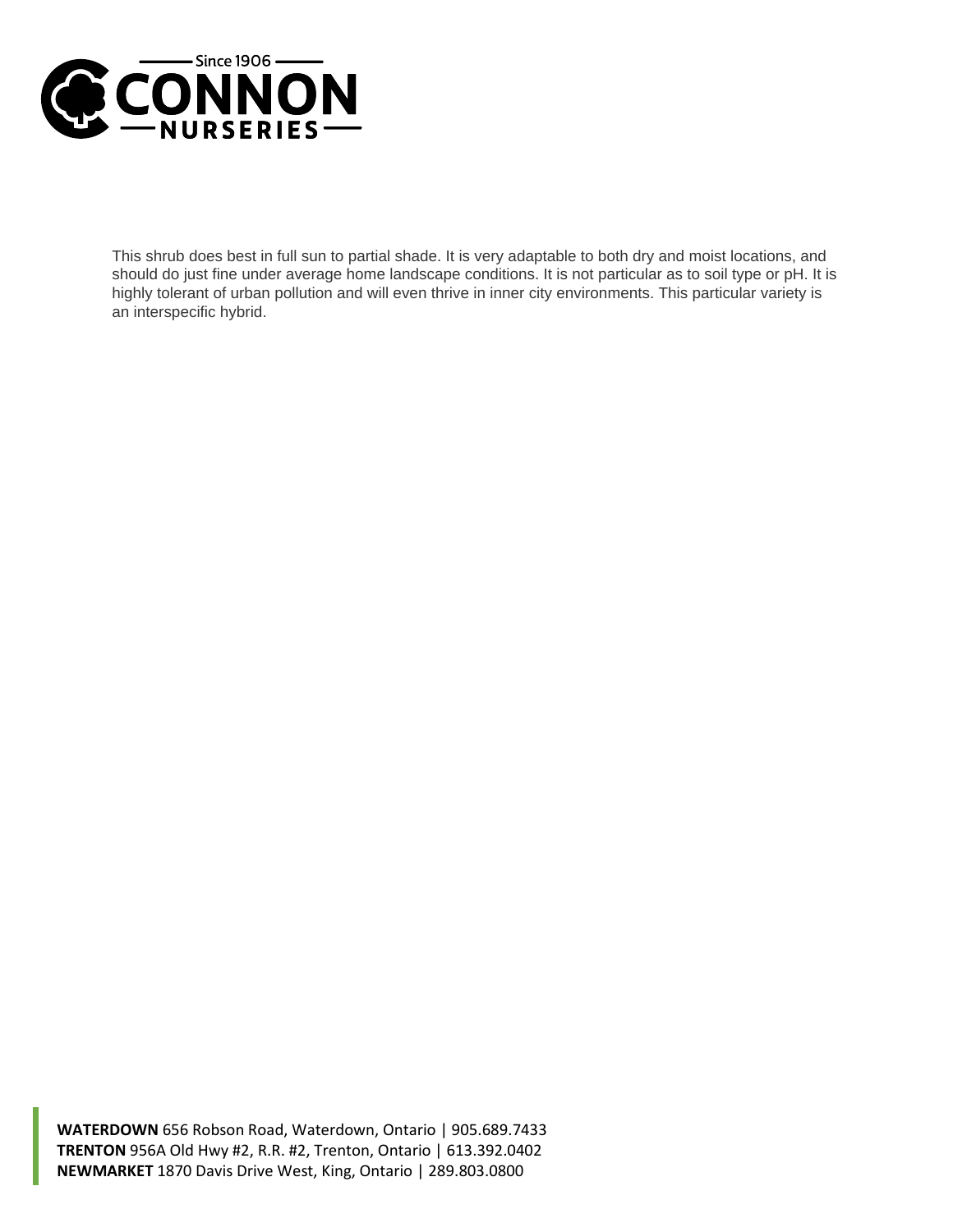This shrub does best in full sun to partial shade. It is very adaptable to both dry and moist locations, and should do just fine under average home landscape conditions. It is not particular as to soil type or pH. It is highly tolerant of urban pollution and will even thrive in inner city environments. This particular variety is an interspecific hybrid.